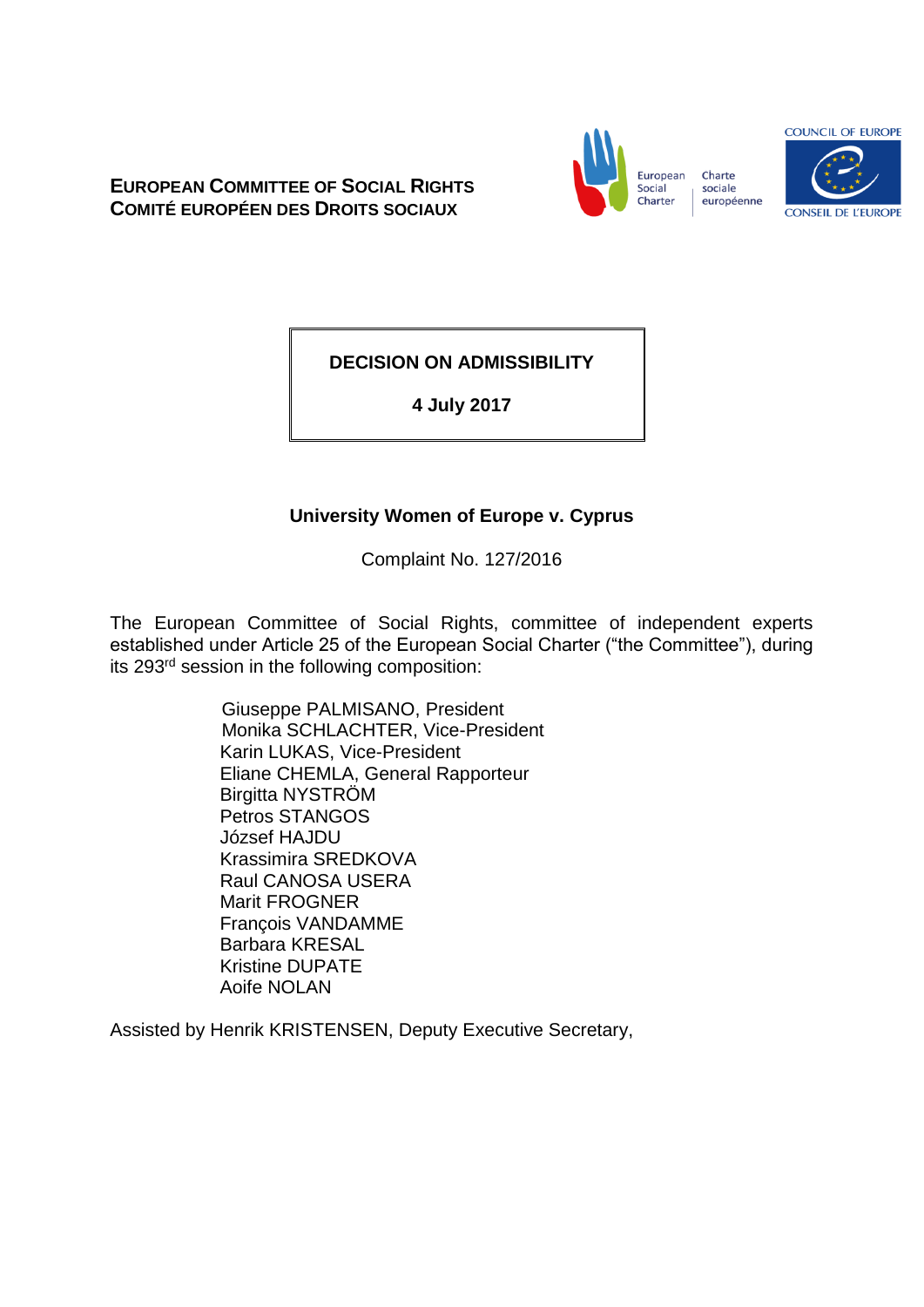**EUROPEAN COMMITTEE OF SOCIAL RIGHTS**
**COMITÉ EUROPÉEN DES DROITS SOCIAUX**

European Social Charter | Charte sociale européenne

COUNCIL OF EUROPE
CONSEIL DE L'EUROPE

# DECISION ON ADMISSIBILITY

**4 July 2017**

## University Women of Europe v. Cyprus

Complaint No. 127/2016

The European Committee of Social Rights, committee of independent experts established under Article 25 of the European Social Charter ("the Committee"), during its 293rd session in the following composition:

Giuseppe PALMISANO, President
Monika SCHLACHTER, Vice-President
Karin LUKAS, Vice-President
Eliane CHEMLA, General Rapporteur
Birgitta NYSTRÖM
Petros STANGOS
József HAJDU
Krassimira SREDKOVA
Raul CANOSA USERA
Marit FROGNER
François VANDAMME
Barbara KRESAL
Kristine DUPATE
Aoife NOLAN

Assisted by Henrik KRISTENSEN, Deputy Executive Secretary,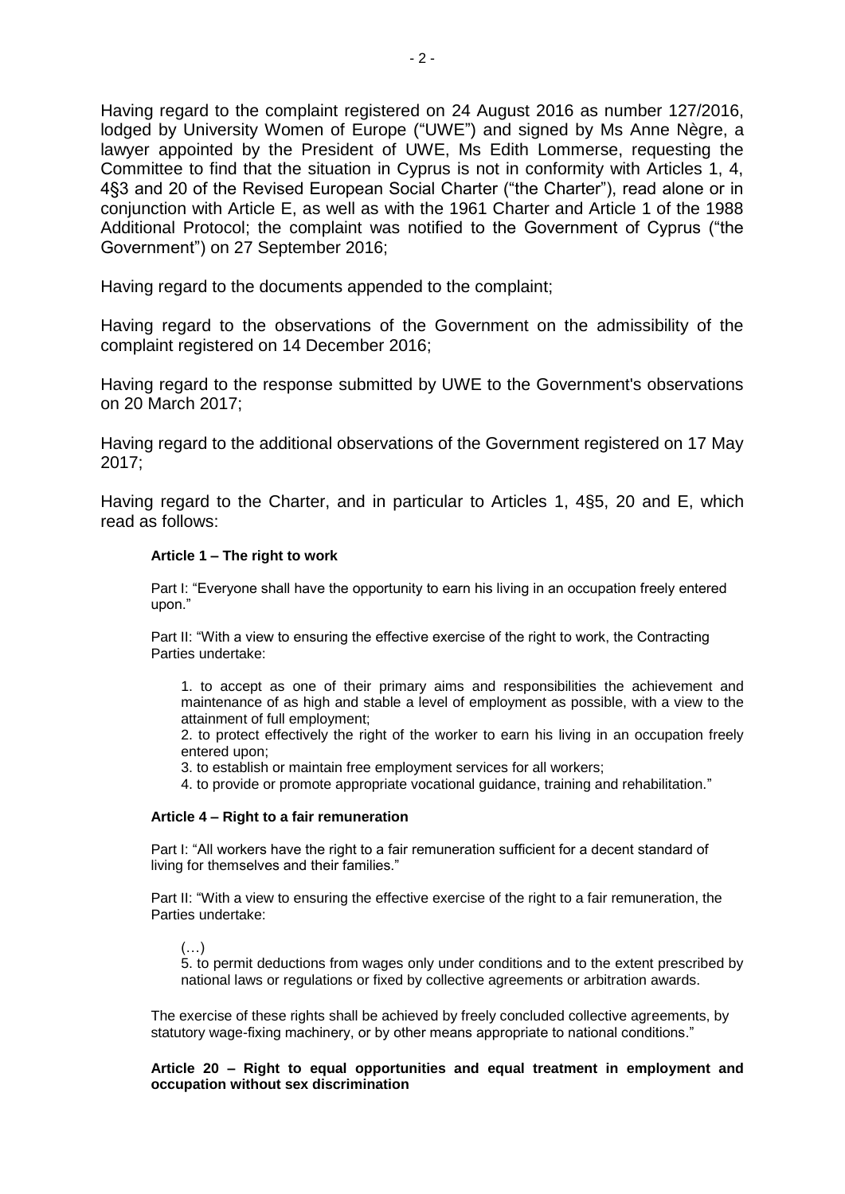Having regard to the complaint registered on 24 August 2016 as number 127/2016, lodged by University Women of Europe ("UWE") and signed by Ms Anne Nègre, a lawyer appointed by the President of UWE, Ms Edith Lommerse, requesting the Committee to find that the situation in Cyprus is not in conformity with Articles 1, 4, 4§3 and 20 of the Revised European Social Charter ("the Charter"), read alone or in conjunction with Article E, as well as with the 1961 Charter and Article 1 of the 1988 Additional Protocol; the complaint was notified to the Government of Cyprus ("the Government") on 27 September 2016;

Having regard to the documents appended to the complaint;

Having regard to the observations of the Government on the admissibility of the complaint registered on 14 December 2016;

Having regard to the response submitted by UWE to the Government's observations on 20 March 2017;

Having regard to the additional observations of the Government registered on 17 May 2017;

Having regard to the Charter, and in particular to Articles 1, 4§5, 20 and E, which read as follows:

> **Article 1 – The right to work**
>
> Part I: "Everyone shall have the opportunity to earn his living in an occupation freely entered upon."
>
> Part II: "With a view to ensuring the effective exercise of the right to work, the Contracting Parties undertake:
>
> 1. to accept as one of their primary aims and responsibilities the achievement and maintenance of as high and stable a level of employment as possible, with a view to the attainment of full employment;
> 2. to protect effectively the right of the worker to earn his living in an occupation freely entered upon;
> 3. to establish or maintain free employment services for all workers;
> 4. to provide or promote appropriate vocational guidance, training and rehabilitation."
>
> **Article 4 – Right to a fair remuneration**
>
> Part I: "All workers have the right to a fair remuneration sufficient for a decent standard of living for themselves and their families."
>
> Part II: "With a view to ensuring the effective exercise of the right to a fair remuneration, the Parties undertake:
>
> (…)
>
> 5. to permit deductions from wages only under conditions and to the extent prescribed by national laws or regulations or fixed by collective agreements or arbitration awards.
>
> The exercise of these rights shall be achieved by freely concluded collective agreements, by statutory wage-fixing machinery, or by other means appropriate to national conditions."
>
> **Article 20 – Right to equal opportunities and equal treatment in employment and occupation without sex discrimination**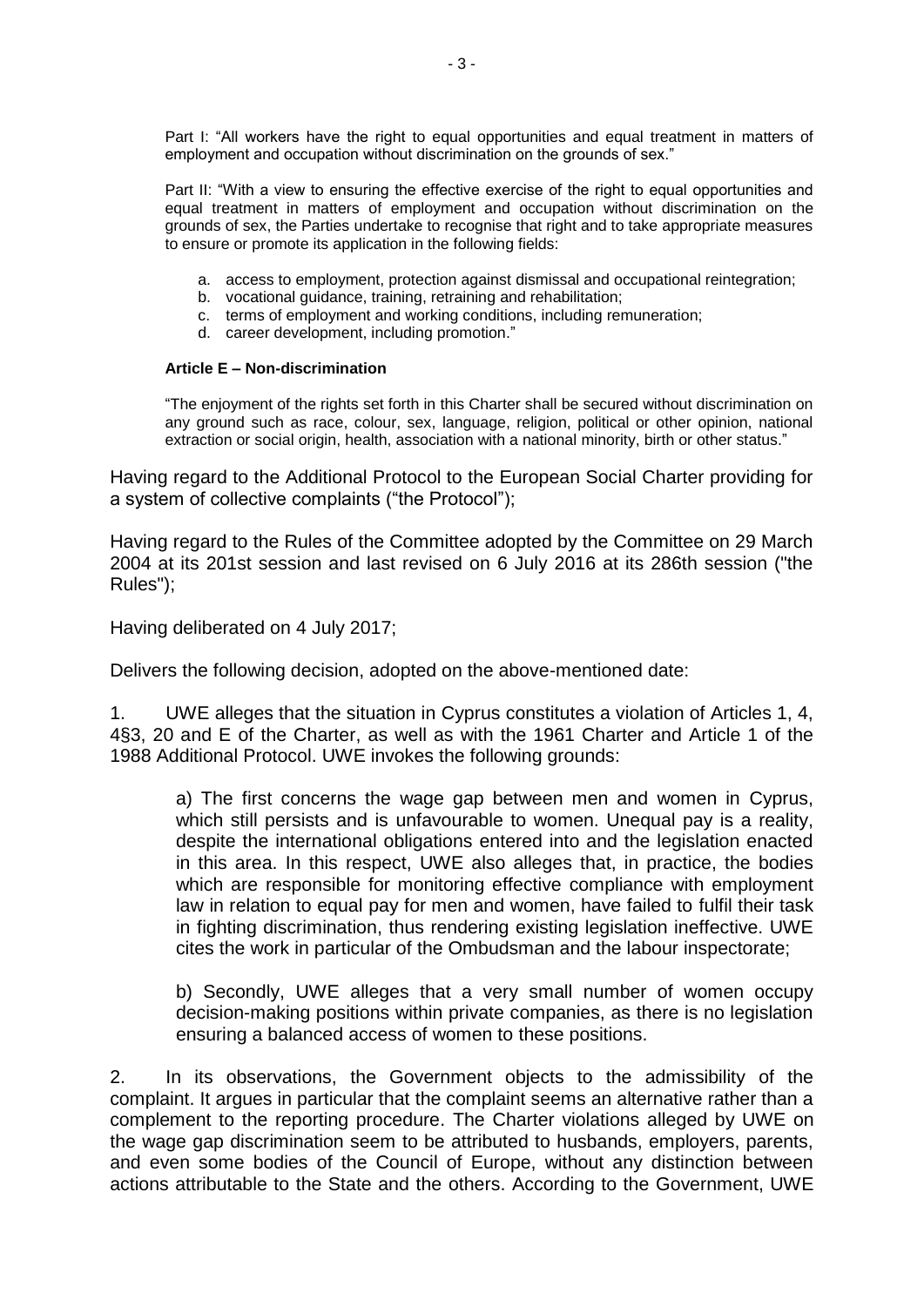Part I: "All workers have the right to equal opportunities and equal treatment in matters of employment and occupation without discrimination on the grounds of sex."

Part II: "With a view to ensuring the effective exercise of the right to equal opportunities and equal treatment in matters of employment and occupation without discrimination on the grounds of sex, the Parties undertake to recognise that right and to take appropriate measures to ensure or promote its application in the following fields:

a. access to employment, protection against dismissal and occupational reintegration;
b. vocational guidance, training, retraining and rehabilitation;
c. terms of employment and working conditions, including remuneration;
d. career development, including promotion."

**Article E – Non-discrimination**

"The enjoyment of the rights set forth in this Charter shall be secured without discrimination on any ground such as race, colour, sex, language, religion, political or other opinion, national extraction or social origin, health, association with a national minority, birth or other status."

Having regard to the Additional Protocol to the European Social Charter providing for a system of collective complaints ("the Protocol");

Having regard to the Rules of the Committee adopted by the Committee on 29 March 2004 at its 201st session and last revised on 6 July 2016 at its 286th session ("the Rules");

Having deliberated on 4 July 2017;

Delivers the following decision, adopted on the above-mentioned date:

1. UWE alleges that the situation in Cyprus constitutes a violation of Articles 1, 4, 4§3, 20 and E of the Charter, as well as with the 1961 Charter and Article 1 of the 1988 Additional Protocol. UWE invokes the following grounds:

> a) The first concerns the wage gap between men and women in Cyprus, which still persists and is unfavourable to women. Unequal pay is a reality, despite the international obligations entered into and the legislation enacted in this area. In this respect, UWE also alleges that, in practice, the bodies which are responsible for monitoring effective compliance with employment law in relation to equal pay for men and women, have failed to fulfil their task in fighting discrimination, thus rendering existing legislation ineffective. UWE cites the work in particular of the Ombudsman and the labour inspectorate;
>
> b) Secondly, UWE alleges that a very small number of women occupy decision-making positions within private companies, as there is no legislation ensuring a balanced access of women to these positions.

2. In its observations, the Government objects to the admissibility of the complaint. It argues in particular that the complaint seems an alternative rather than a complement to the reporting procedure. The Charter violations alleged by UWE on the wage gap discrimination seem to be attributed to husbands, employers, parents, and even some bodies of the Council of Europe, without any distinction between actions attributable to the State and the others. According to the Government, UWE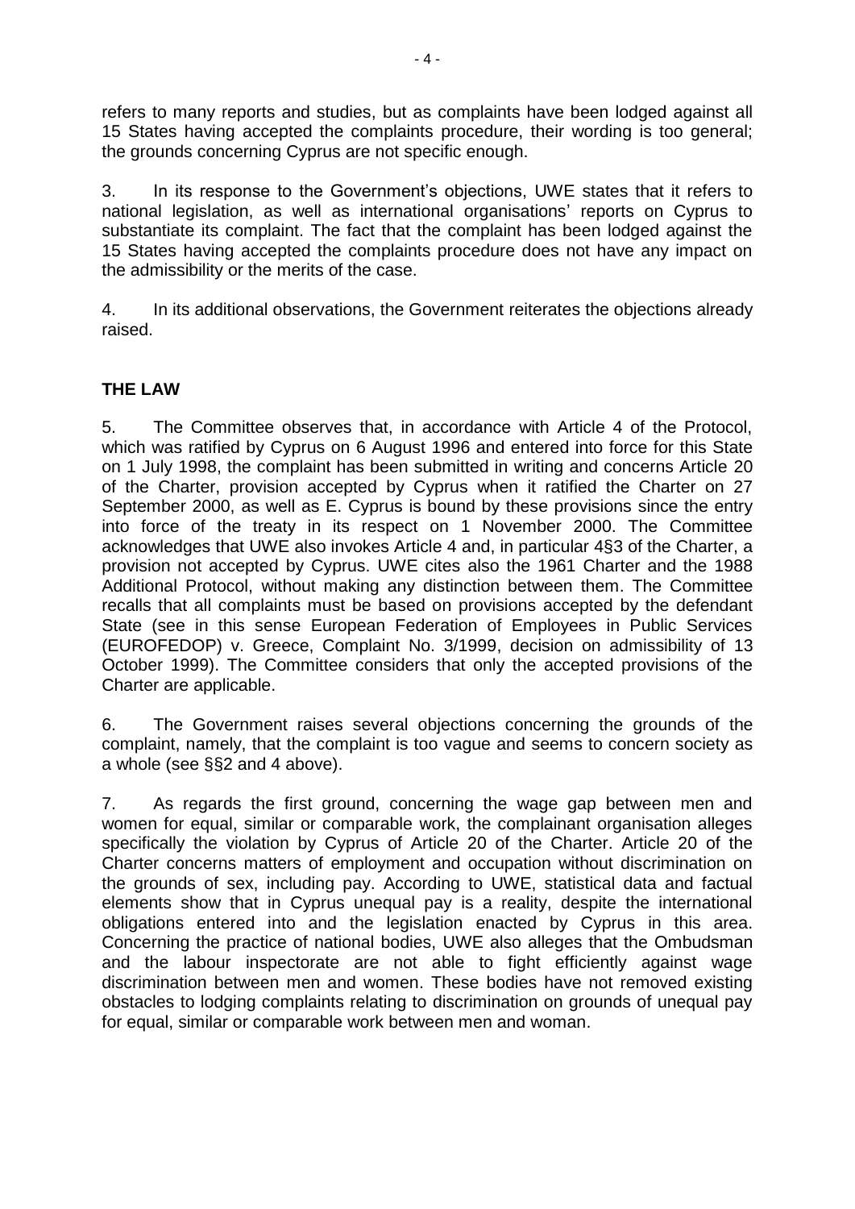refers to many reports and studies, but as complaints have been lodged against all 15 States having accepted the complaints procedure, their wording is too general; the grounds concerning Cyprus are not specific enough.

3. In its response to the Government's objections, UWE states that it refers to national legislation, as well as international organisations' reports on Cyprus to substantiate its complaint. The fact that the complaint has been lodged against the 15 States having accepted the complaints procedure does not have any impact on the admissibility or the merits of the case.

4. In its additional observations, the Government reiterates the objections already raised.

**THE LAW**

5. The Committee observes that, in accordance with Article 4 of the Protocol, which was ratified by Cyprus on 6 August 1996 and entered into force for this State on 1 July 1998, the complaint has been submitted in writing and concerns Article 20 of the Charter, provision accepted by Cyprus when it ratified the Charter on 27 September 2000, as well as E. Cyprus is bound by these provisions since the entry into force of the treaty in its respect on 1 November 2000. The Committee acknowledges that UWE also invokes Article 4 and, in particular 4§3 of the Charter, a provision not accepted by Cyprus. UWE cites also the 1961 Charter and the 1988 Additional Protocol, without making any distinction between them. The Committee recalls that all complaints must be based on provisions accepted by the defendant State (see in this sense European Federation of Employees in Public Services (EUROFEDOP) v. Greece, Complaint No. 3/1999, decision on admissibility of 13 October 1999). The Committee considers that only the accepted provisions of the Charter are applicable.

6. The Government raises several objections concerning the grounds of the complaint, namely, that the complaint is too vague and seems to concern society as a whole (see §§2 and 4 above).

7. As regards the first ground, concerning the wage gap between men and women for equal, similar or comparable work, the complainant organisation alleges specifically the violation by Cyprus of Article 20 of the Charter. Article 20 of the Charter concerns matters of employment and occupation without discrimination on the grounds of sex, including pay. According to UWE, statistical data and factual elements show that in Cyprus unequal pay is a reality, despite the international obligations entered into and the legislation enacted by Cyprus in this area. Concerning the practice of national bodies, UWE also alleges that the Ombudsman and the labour inspectorate are not able to fight efficiently against wage discrimination between men and women. These bodies have not removed existing obstacles to lodging complaints relating to discrimination on grounds of unequal pay for equal, similar or comparable work between men and woman.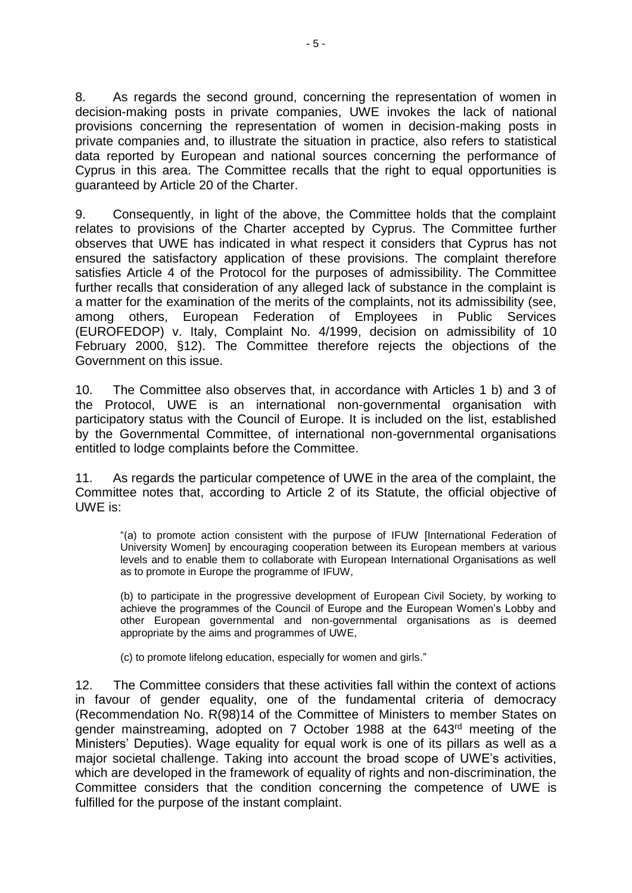8. As regards the second ground, concerning the representation of women in decision-making posts in private companies, UWE invokes the lack of national provisions concerning the representation of women in decision-making posts in private companies and, to illustrate the situation in practice, also refers to statistical data reported by European and national sources concerning the performance of Cyprus in this area. The Committee recalls that the right to equal opportunities is guaranteed by Article 20 of the Charter.

9. Consequently, in light of the above, the Committee holds that the complaint relates to provisions of the Charter accepted by Cyprus. The Committee further observes that UWE has indicated in what respect it considers that Cyprus has not ensured the satisfactory application of these provisions. The complaint therefore satisfies Article 4 of the Protocol for the purposes of admissibility. The Committee further recalls that consideration of any alleged lack of substance in the complaint is a matter for the examination of the merits of the complaints, not its admissibility (see, among others, European Federation of Employees in Public Services (EUROFEDOP) v. Italy, Complaint No. 4/1999, decision on admissibility of 10 February 2000, §12). The Committee therefore rejects the objections of the Government on this issue.

10. The Committee also observes that, in accordance with Articles 1 b) and 3 of the Protocol, UWE is an international non-governmental organisation with participatory status with the Council of Europe. It is included on the list, established by the Governmental Committee, of international non-governmental organisations entitled to lodge complaints before the Committee.

11. As regards the particular competence of UWE in the area of the complaint, the Committee notes that, according to Article 2 of its Statute, the official objective of UWE is:

> "(a) to promote action consistent with the purpose of IFUW [International Federation of University Women] by encouraging cooperation between its European members at various levels and to enable them to collaborate with European International Organisations as well as to promote in Europe the programme of IFUW,
>
> (b) to participate in the progressive development of European Civil Society, by working to achieve the programmes of the Council of Europe and the European Women's Lobby and other European governmental and non-governmental organisations as is deemed appropriate by the aims and programmes of UWE,
>
> (c) to promote lifelong education, especially for women and girls."

12. The Committee considers that these activities fall within the context of actions in favour of gender equality, one of the fundamental criteria of democracy (Recommendation No. R(98)14 of the Committee of Ministers to member States on gender mainstreaming, adopted on 7 October 1988 at the 643rd meeting of the Ministers' Deputies). Wage equality for equal work is one of its pillars as well as a major societal challenge. Taking into account the broad scope of UWE's activities, which are developed in the framework of equality of rights and non-discrimination, the Committee considers that the condition concerning the competence of UWE is fulfilled for the purpose of the instant complaint.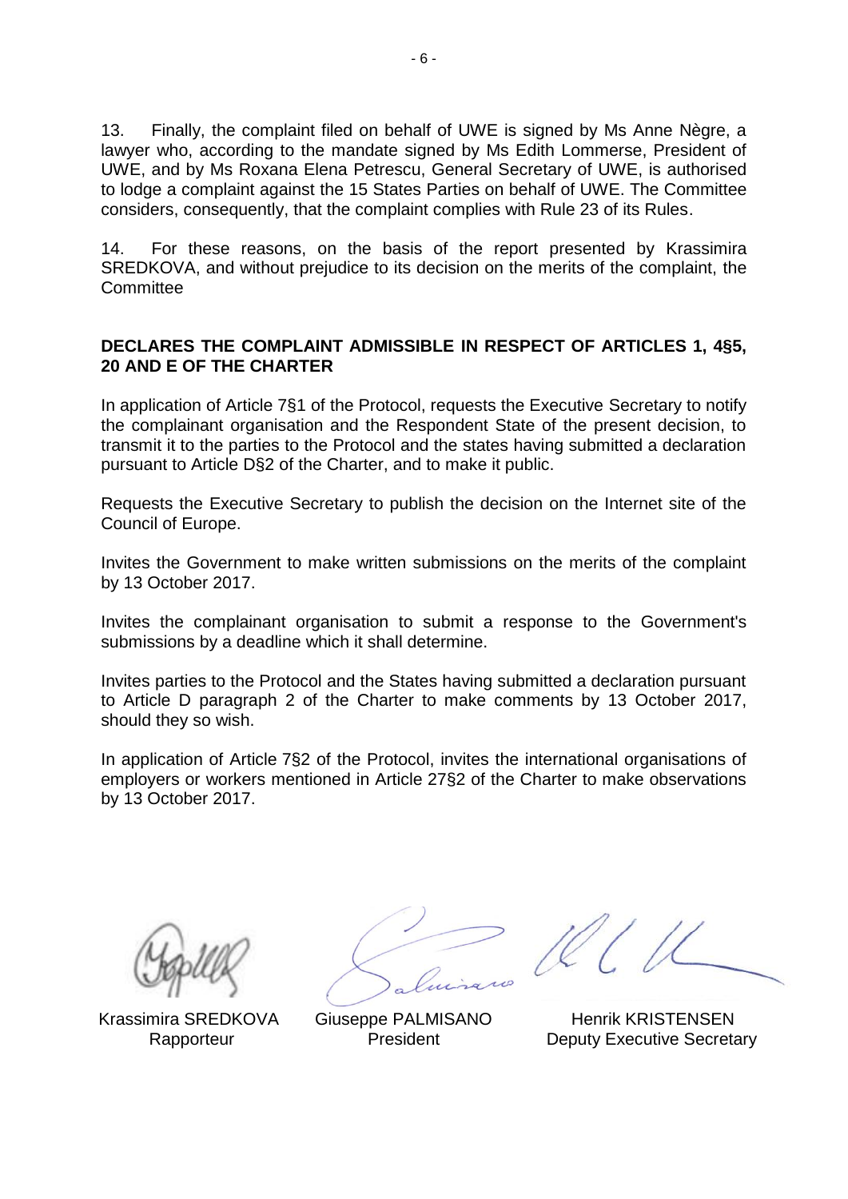13. Finally, the complaint filed on behalf of UWE is signed by Ms Anne Nègre, a lawyer who, according to the mandate signed by Ms Edith Lommerse, President of UWE, and by Ms Roxana Elena Petrescu, General Secretary of UWE, is authorised to lodge a complaint against the 15 States Parties on behalf of UWE. The Committee considers, consequently, that the complaint complies with Rule 23 of its Rules.

14. For these reasons, on the basis of the report presented by Krassimira SREDKOVA, and without prejudice to its decision on the merits of the complaint, the Committee

**DECLARES THE COMPLAINT ADMISSIBLE IN RESPECT OF ARTICLES 1, 4§5, 20 AND E OF THE CHARTER**

In application of Article 7§1 of the Protocol, requests the Executive Secretary to notify the complainant organisation and the Respondent State of the present decision, to transmit it to the parties to the Protocol and the states having submitted a declaration pursuant to Article D§2 of the Charter, and to make it public.

Requests the Executive Secretary to publish the decision on the Internet site of the Council of Europe.

Invites the Government to make written submissions on the merits of the complaint by 13 October 2017.

Invites the complainant organisation to submit a response to the Government's submissions by a deadline which it shall determine.

Invites parties to the Protocol and the States having submitted a declaration pursuant to Article D paragraph 2 of the Charter to make comments by 13 October 2017, should they so wish.

In application of Article 7§2 of the Protocol, invites the international organisations of employers or workers mentioned in Article 27§2 of the Charter to make observations by 13 October 2017.

| | | |
|---|---|---|
| Krassimira SREDKOVA | Giuseppe PALMISANO | Henrik KRISTENSEN |
| Rapporteur | President | Deputy Executive Secretary |